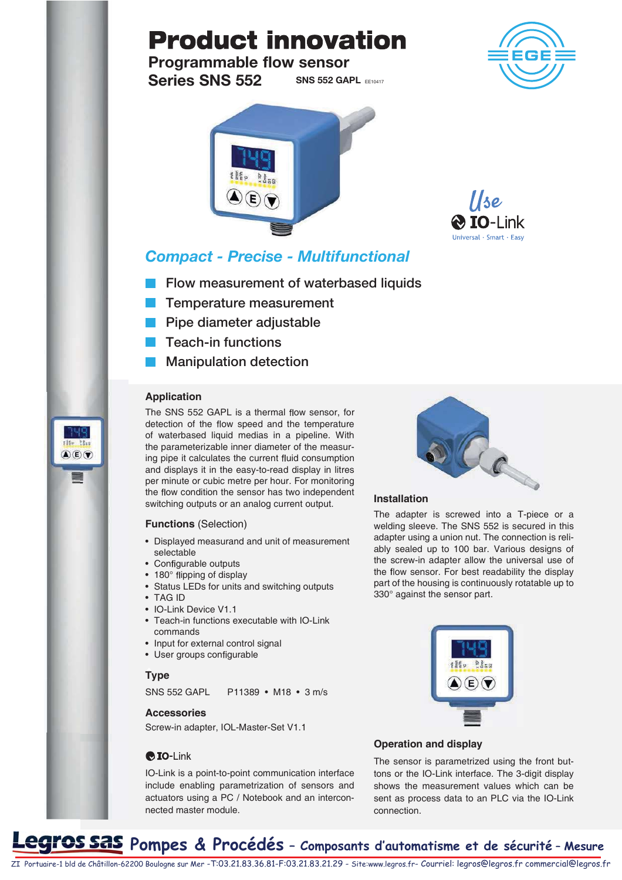# Product innovation

**Programmable flow sensor**

**Series SNS 552** **SNS 552 GAPL** EE10417

EGE

Use IO-Link
Universal · Smart · Easy

## *Compact - Precise - Multifunctional*

- Flow measurement of waterbased liquids
- Temperature measurement
- Pipe diameter adjustable
- Teach-in functions
- Manipulation detection

### Application

The SNS 552 GAPL is a thermal flow sensor, for detection of the flow speed and the temperature of waterbased liquid medias in a pipeline. With the parameterizable inner diameter of the measuring pipe it calculates the current fluid consumption and displays it in the easy-to-read display in litres per minute or cubic metre per hour. For monitoring the flow condition the sensor has two independent switching outputs or an analog current output.

### Functions (Selection)

- Displayed measurand and unit of measurement selectable
- Configurable outputs
- 180° flipping of display
- Status LEDs for units and switching outputs
- TAG ID
- IO-Link Device V1.1
- Teach-in functions executable with IO-Link commands
- Input for external control signal
- User groups configurable

### Type

SNS 552 GAPL P11389 • M18 • 3 m/s

### Accessories

Screw-in adapter, IOL-Master-Set V1.1

### IO-Link

IO-Link is a point-to-point communication interface include enabling parametrization of sensors and actuators using a PC / Notebook and an interconnected master module.

### Installation

The adapter is screwed into a T-piece or a welding sleeve. The SNS 552 is secured in this adapter using a union nut. The connection is reliably sealed up to 100 bar. Various designs of the screw-in adapter allow the universal use of the flow sensor. For best readability the display part of the housing is continuously rotatable up to 330° against the sensor part.

### Operation and display

The sensor is parametrized using the front buttons or the IO-Link interface. The 3-digit display shows the measurement values which can be sent as process data to an PLC via the IO-Link connection.

**Legros sas** Pompes & Procédés – Composants d'automatisme et de sécurité – Mesure

ZI Portuaire-1 bld de Châtillon-62200 Boulogne sur Mer -T:03.21.83.36.81-F:03.21.83.21.29 - Site:www.legros.fr- Courriel: legros@legros.fr commercial@legros.fr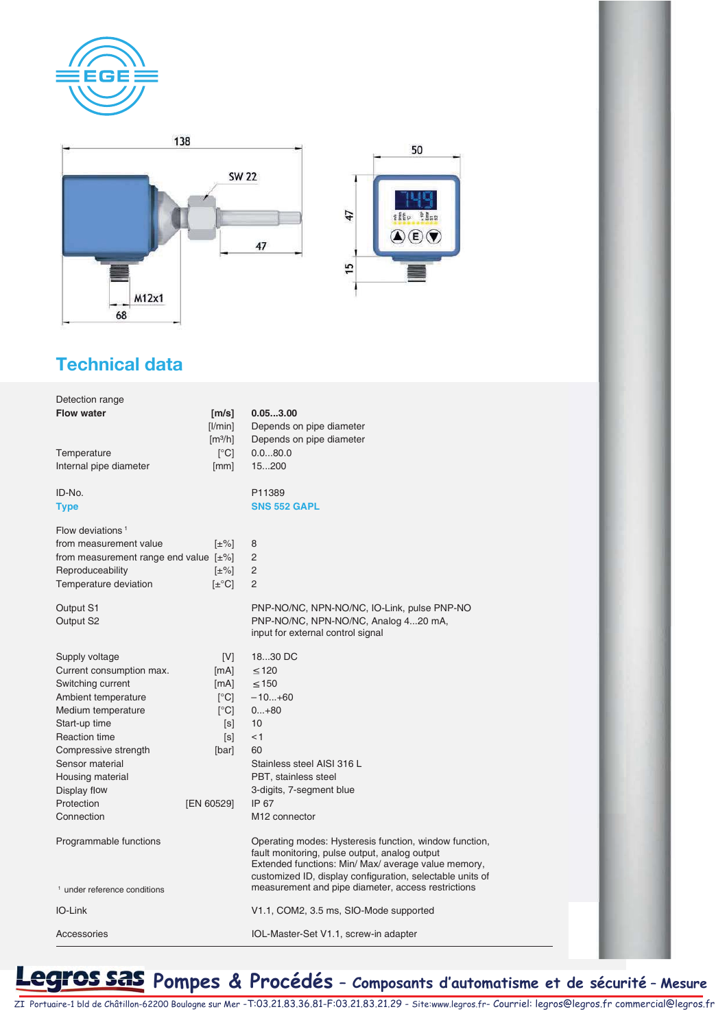138

SW 22

47

M12x1

68

50

47

15

## Technical data

| | | |
|---|---|---|
| Detection range | | |
| **Flow water** | **[m/s]** | **0.05...3.00** |
| | [l/min] | Depends on pipe diameter |
| | [m³/h] | Depends on pipe diameter |
| Temperature | [°C] | 0.0...80.0 |
| Internal pipe diameter | [mm] | 15...200 |
| | | |
| ID-No. | | P11389 |
| **Type** | | **SNS 552 GAPL** |
| | | |
| Flow deviations [1] | | |
| from measurement value | [±%] | 8 |
| from measurement range end value | [±%] | 2 |
| Reproduceability | [±%] | 2 |
| Temperature deviation | [±°C] | 2 |
| | | |
| Output S1 | | PNP-NO/NC, NPN-NO/NC, IO-Link, pulse PNP-NO |
| Output S2 | | PNP-NO/NC, NPN-NO/NC, Analog 4...20 mA, input for external control signal |
| | | |
| Supply voltage | [V] | 18...30 DC |
| Current consumption max. | [mA] | ≤ 120 |
| Switching current | [mA] | ≤ 150 |
| Ambient temperature | [°C] | – 10...+60 |
| Medium temperature | [°C] | 0...+80 |
| Start-up time | [s] | 10 |
| Reaction time | [s] | < 1 |
| Compressive strength | [bar] | 60 |
| Sensor material | | Stainless steel AISI 316 L |
| Housing material | | PBT, stainless steel |
| Display flow | | 3-digits, 7-segment blue |
| Protection | [EN 60529] | IP 67 |
| Connection | | M12 connector |
| | | |
| Programmable functions | | Operating modes: Hysteresis function, window function, fault monitoring, pulse output, analog output<br>Extended functions: Min/ Max/ average value memory, customized ID, display configuration, selectable units of measurement and pipe diameter, access restrictions |
| | | |
| IO-Link | | V1.1, COM2, 3.5 ms, SIO-Mode supported |
| | | |
| Accessories | | IOL-Master-Set V1.1, screw-in adapter |

[1] under reference conditions

**Legros sas** Pompes & Procédés – Composants d'automatisme et de sécurité – Mesure

ZI Portuaire-1 bld de Châtillon-62200 Boulogne sur Mer -T:03.21.83.36.81-F:03.21.83.21.29 - Site:www.legros.fr- Courriel: legros@legros.fr commercial@legros.fr